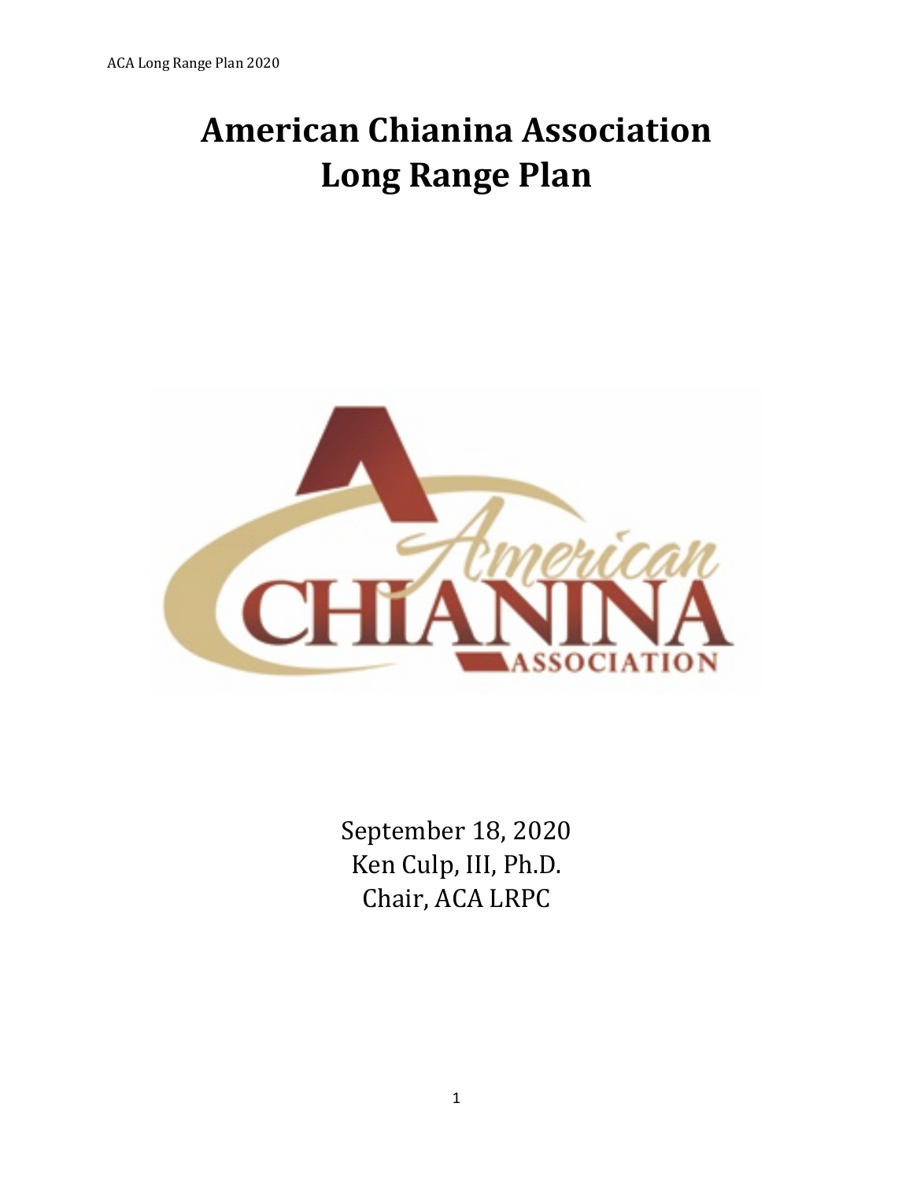# American Chianina Association Long Range Plan

September 18, 2020
Ken Culp, III, Ph.D.
Chair, ACA LRPC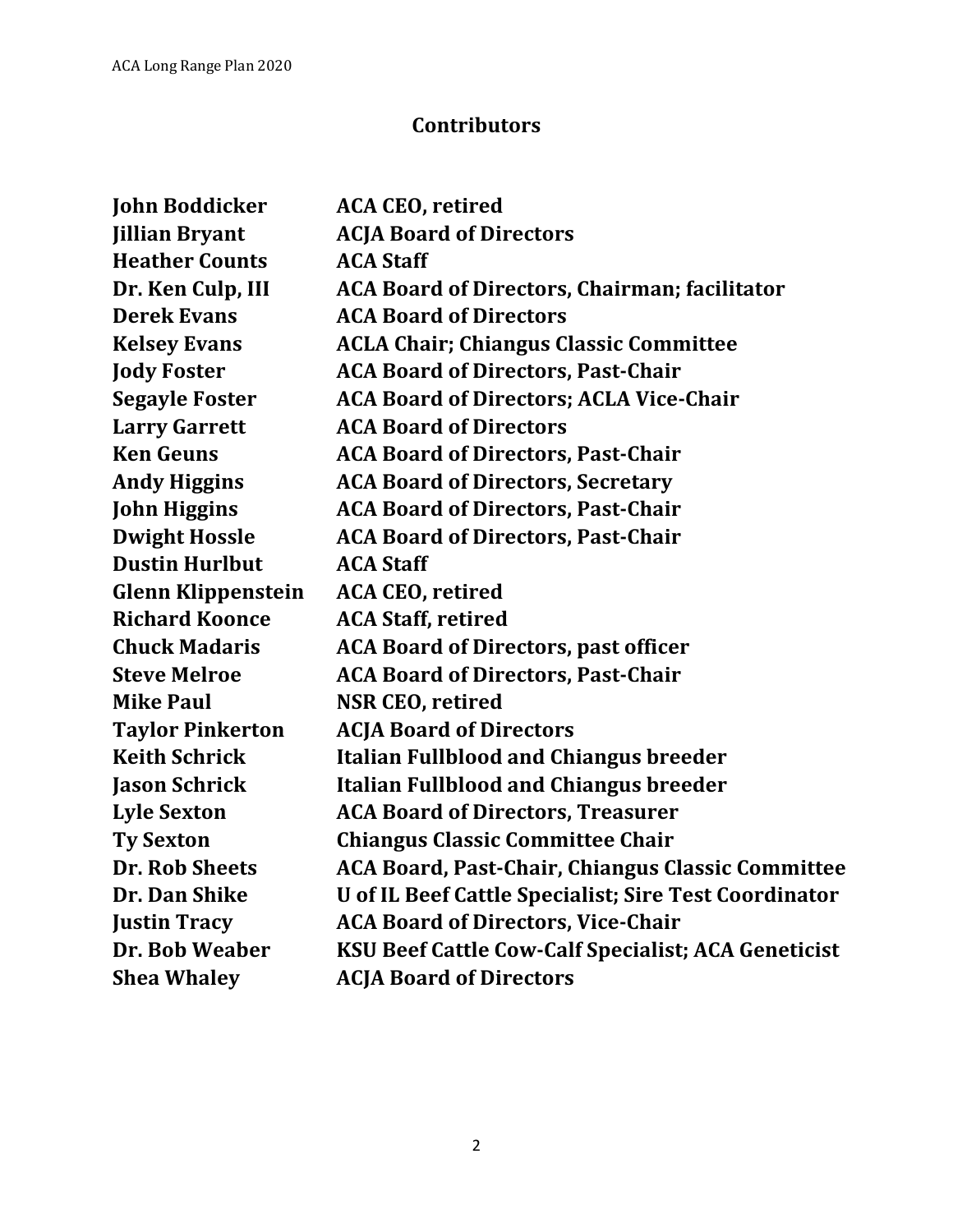## Contributors

| | |
|---|---|
| **John Boddicker** | **ACA CEO, retired** |
| **Jillian Bryant** | **ACJA Board of Directors** |
| **Heather Counts** | **ACA Staff** |
| **Dr. Ken Culp, III** | **ACA Board of Directors, Chairman; facilitator** |
| **Derek Evans** | **ACA Board of Directors** |
| **Kelsey Evans** | **ACLA Chair; Chiangus Classic Committee** |
| **Jody Foster** | **ACA Board of Directors, Past-Chair** |
| **Segayle Foster** | **ACA Board of Directors; ACLA Vice-Chair** |
| **Larry Garrett** | **ACA Board of Directors** |
| **Ken Geuns** | **ACA Board of Directors, Past-Chair** |
| **Andy Higgins** | **ACA Board of Directors, Secretary** |
| **John Higgins** | **ACA Board of Directors, Past-Chair** |
| **Dwight Hossle** | **ACA Board of Directors, Past-Chair** |
| **Dustin Hurlbut** | **ACA Staff** |
| **Glenn Klippenstein** | **ACA CEO, retired** |
| **Richard Koonce** | **ACA Staff, retired** |
| **Chuck Madaris** | **ACA Board of Directors, past officer** |
| **Steve Melroe** | **ACA Board of Directors, Past-Chair** |
| **Mike Paul** | **NSR CEO, retired** |
| **Taylor Pinkerton** | **ACJA Board of Directors** |
| **Keith Schrick** | **Italian Fullblood and Chiangus breeder** |
| **Jason Schrick** | **Italian Fullblood and Chiangus breeder** |
| **Lyle Sexton** | **ACA Board of Directors, Treasurer** |
| **Ty Sexton** | **Chiangus Classic Committee Chair** |
| **Dr. Rob Sheets** | **ACA Board, Past-Chair, Chiangus Classic Committee** |
| **Dr. Dan Shike** | **U of IL Beef Cattle Specialist; Sire Test Coordinator** |
| **Justin Tracy** | **ACA Board of Directors, Vice-Chair** |
| **Dr. Bob Weaber** | **KSU Beef Cattle Cow-Calf Specialist; ACA Geneticist** |
| **Shea Whaley** | **ACJA Board of Directors** |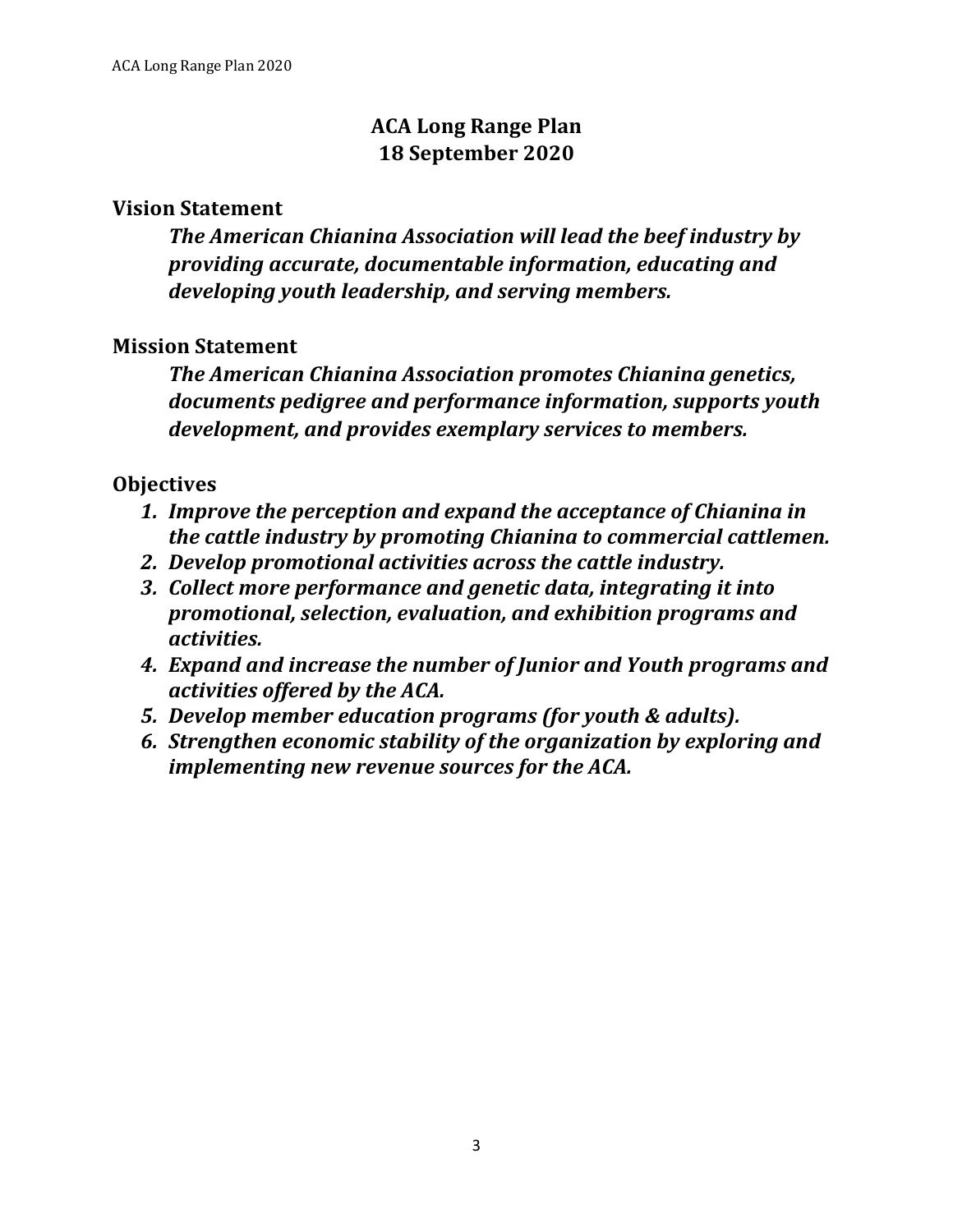# ACA Long Range Plan
# 18 September 2020

## Vision Statement

***The American Chianina Association will lead the beef industry by providing accurate, documentable information, educating and developing youth leadership, and serving members.***

## Mission Statement

***The American Chianina Association promotes Chianina genetics, documents pedigree and performance information, supports youth development, and provides exemplary services to members.***

## Objectives

1. ***Improve the perception and expand the acceptance of Chianina in the cattle industry by promoting Chianina to commercial cattlemen.***
2. ***Develop promotional activities across the cattle industry.***
3. ***Collect more performance and genetic data, integrating it into promotional, selection, evaluation, and exhibition programs and activities.***
4. ***Expand and increase the number of Junior and Youth programs and activities offered by the ACA.***
5. ***Develop member education programs (for youth & adults).***
6. ***Strengthen economic stability of the organization by exploring and implementing new revenue sources for the ACA.***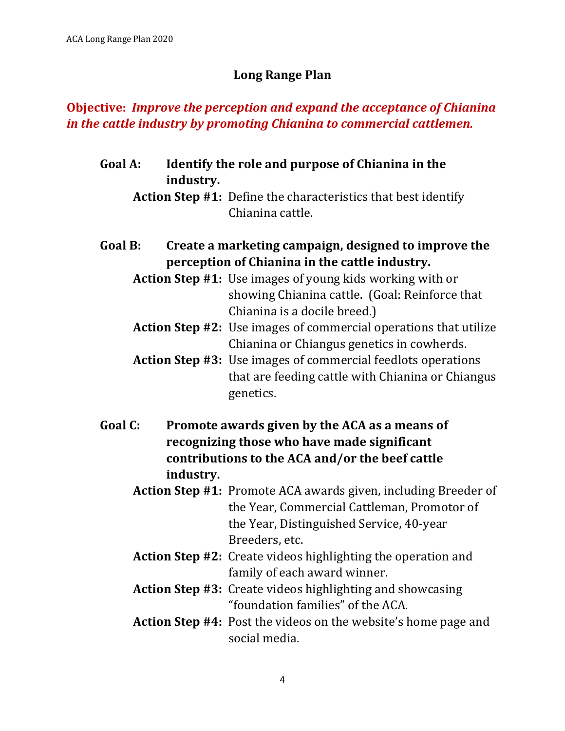# Long Range Plan

**Objective:** ***Improve the perception and expand the acceptance of Chianina in the cattle industry by promoting Chianina to commercial cattlemen.***

**Goal A: Identify the role and purpose of Chianina in the industry.**

- **Action Step #1:** Define the characteristics that best identify Chianina cattle.

**Goal B: Create a marketing campaign, designed to improve the perception of Chianina in the cattle industry.**

- **Action Step #1:** Use images of young kids working with or showing Chianina cattle. (Goal: Reinforce that Chianina is a docile breed.)
- **Action Step #2:** Use images of commercial operations that utilize Chianina or Chiangus genetics in cowherds.
- **Action Step #3:** Use images of commercial feedlots operations that are feeding cattle with Chianina or Chiangus genetics.

**Goal C: Promote awards given by the ACA as a means of recognizing those who have made significant contributions to the ACA and/or the beef cattle industry.**

- **Action Step #1:** Promote ACA awards given, including Breeder of the Year, Commercial Cattleman, Promotor of the Year, Distinguished Service, 40-year Breeders, etc.
- **Action Step #2:** Create videos highlighting the operation and family of each award winner.
- **Action Step #3:** Create videos highlighting and showcasing "foundation families" of the ACA.
- **Action Step #4:** Post the videos on the website's home page and social media.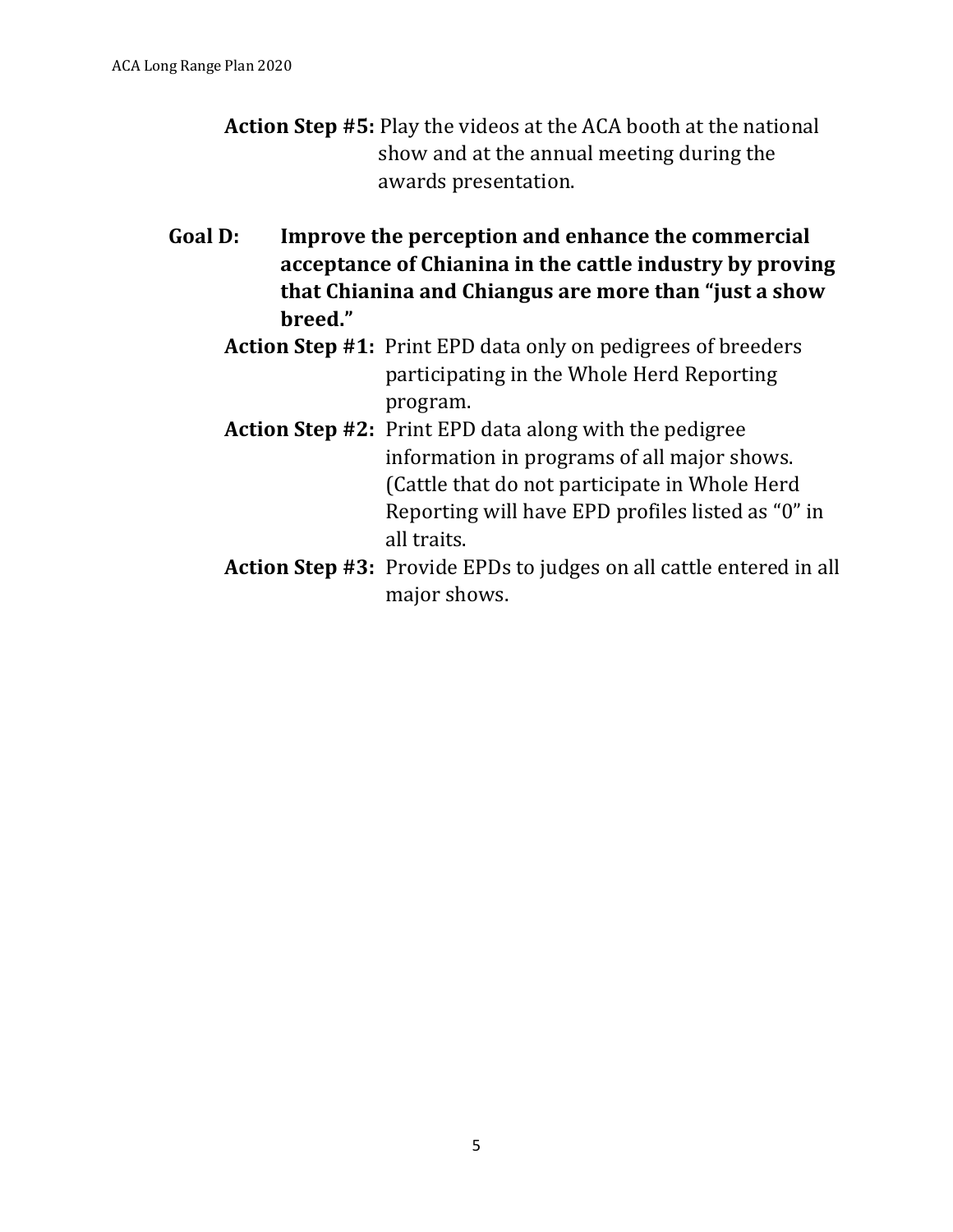**Action Step #5:** Play the videos at the ACA booth at the national show and at the annual meeting during the awards presentation.

**Goal D: Improve the perception and enhance the commercial acceptance of Chianina in the cattle industry by proving that Chianina and Chiangus are more than "just a show breed."**

**Action Step #1:** Print EPD data only on pedigrees of breeders participating in the Whole Herd Reporting program.

**Action Step #2:** Print EPD data along with the pedigree information in programs of all major shows. (Cattle that do not participate in Whole Herd Reporting will have EPD profiles listed as "0" in all traits.

**Action Step #3:** Provide EPDs to judges on all cattle entered in all major shows.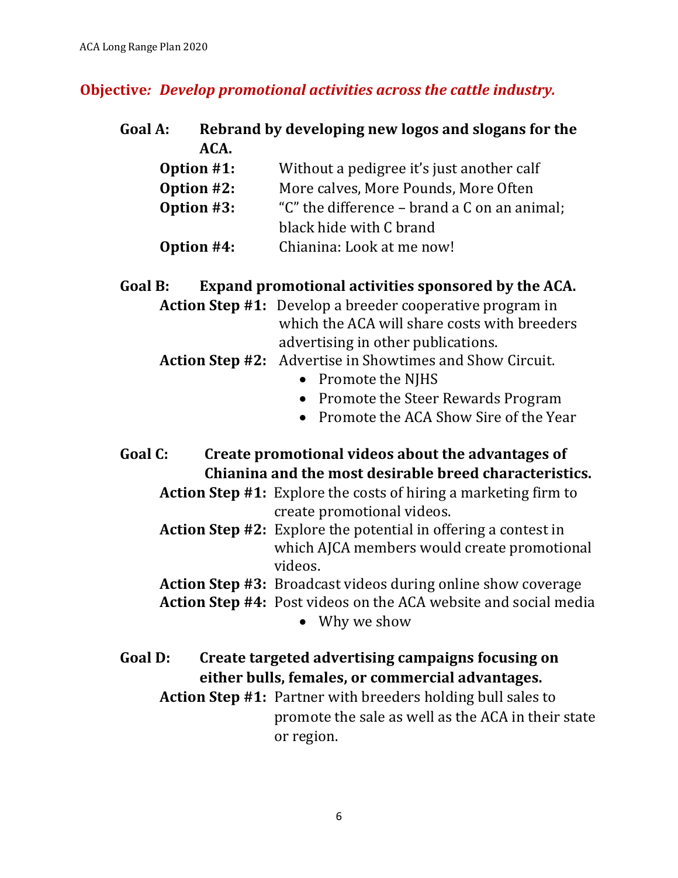**Objective*: Develop promotional activities across the cattle industry.***

**Goal A: Rebrand by developing new logos and slogans for the ACA.**

- **Option #1:** Without a pedigree it's just another calf
- **Option #2:** More calves, More Pounds, More Often
- **Option #3:** "C" the difference – brand a C on an animal; black hide with C brand
- **Option #4:** Chianina: Look at me now!

**Goal B: Expand promotional activities sponsored by the ACA.**

- **Action Step #1:** Develop a breeder cooperative program in which the ACA will share costs with breeders advertising in other publications.
- **Action Step #2:** Advertise in Showtimes and Show Circuit.
  - Promote the NJHS
  - Promote the Steer Rewards Program
  - Promote the ACA Show Sire of the Year

**Goal C: Create promotional videos about the advantages of Chianina and the most desirable breed characteristics.**

- **Action Step #1:** Explore the costs of hiring a marketing firm to create promotional videos.
- **Action Step #2:** Explore the potential in offering a contest in which AJCA members would create promotional videos.
- **Action Step #3:** Broadcast videos during online show coverage
- **Action Step #4:** Post videos on the ACA website and social media
  - Why we show

**Goal D: Create targeted advertising campaigns focusing on either bulls, females, or commercial advantages.**

- **Action Step #1:** Partner with breeders holding bull sales to promote the sale as well as the ACA in their state or region.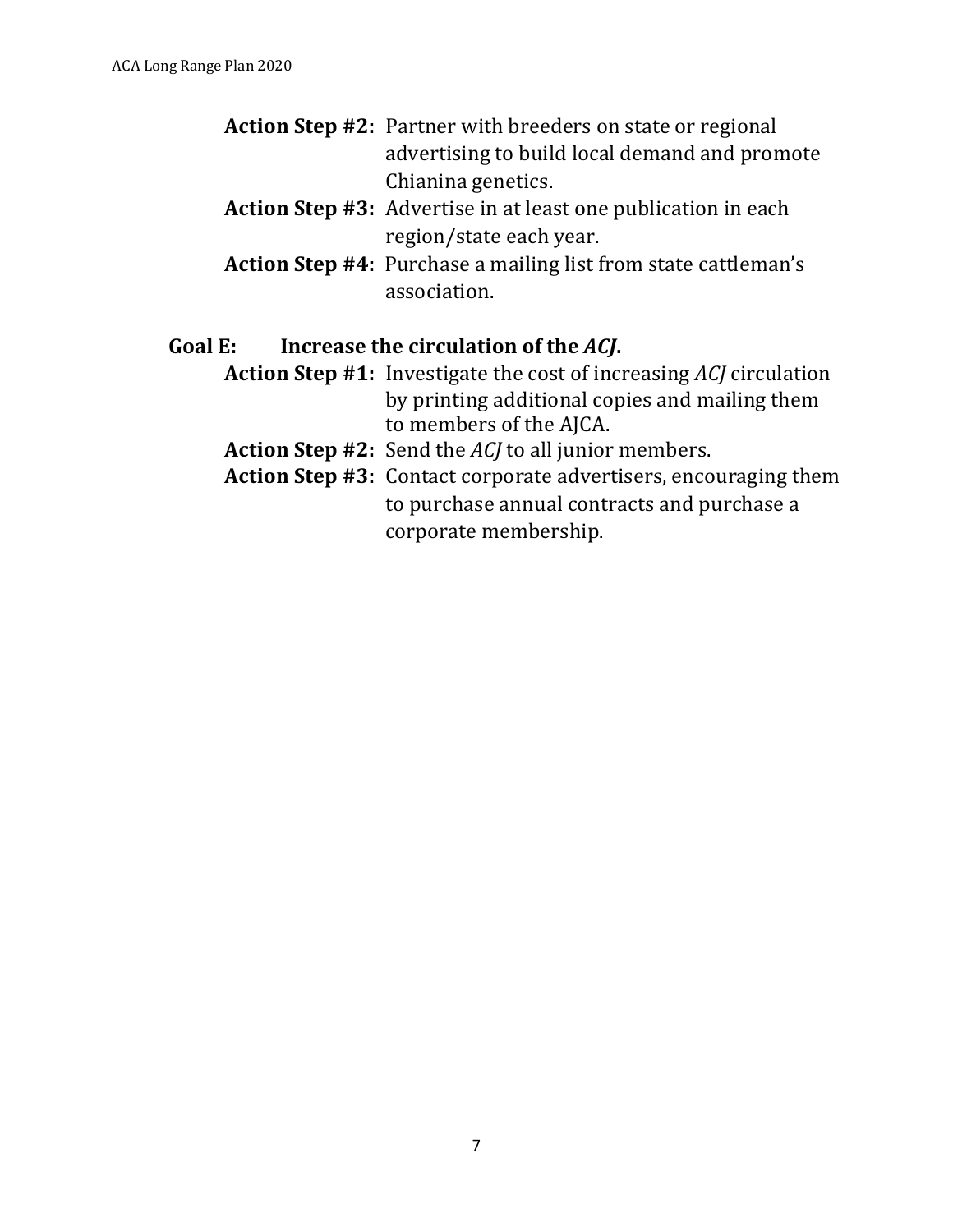**Action Step #2:** Partner with breeders on state or regional advertising to build local demand and promote Chianina genetics.

**Action Step #3:** Advertise in at least one publication in each region/state each year.

**Action Step #4:** Purchase a mailing list from state cattleman's association.

### Goal E: Increase the circulation of the *ACJ*.

**Action Step #1:** Investigate the cost of increasing *ACJ* circulation by printing additional copies and mailing them to members of the AJCA.

**Action Step #2:** Send the *ACJ* to all junior members.

**Action Step #3:** Contact corporate advertisers, encouraging them to purchase annual contracts and purchase a corporate membership.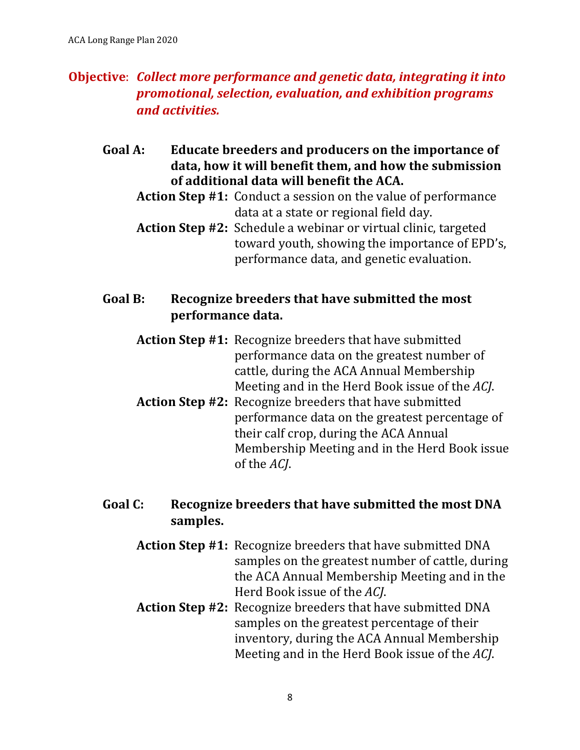**Objective**: ***Collect more performance and genetic data, integrating it into promotional, selection, evaluation, and exhibition programs and activities.***

**Goal A: Educate breeders and producers on the importance of data, how it will benefit them, and how the submission of additional data will benefit the ACA.**

- **Action Step #1:** Conduct a session on the value of performance data at a state or regional field day.
- **Action Step #2:** Schedule a webinar or virtual clinic, targeted toward youth, showing the importance of EPD's, performance data, and genetic evaluation.

**Goal B: Recognize breeders that have submitted the most performance data.**

- **Action Step #1:** Recognize breeders that have submitted performance data on the greatest number of cattle, during the ACA Annual Membership Meeting and in the Herd Book issue of the *ACJ*.
- **Action Step #2:** Recognize breeders that have submitted performance data on the greatest percentage of their calf crop, during the ACA Annual Membership Meeting and in the Herd Book issue of the *ACJ*.

**Goal C: Recognize breeders that have submitted the most DNA samples.**

- **Action Step #1:** Recognize breeders that have submitted DNA samples on the greatest number of cattle, during the ACA Annual Membership Meeting and in the Herd Book issue of the *ACJ*.
- **Action Step #2:** Recognize breeders that have submitted DNA samples on the greatest percentage of their inventory, during the ACA Annual Membership Meeting and in the Herd Book issue of the *ACJ*.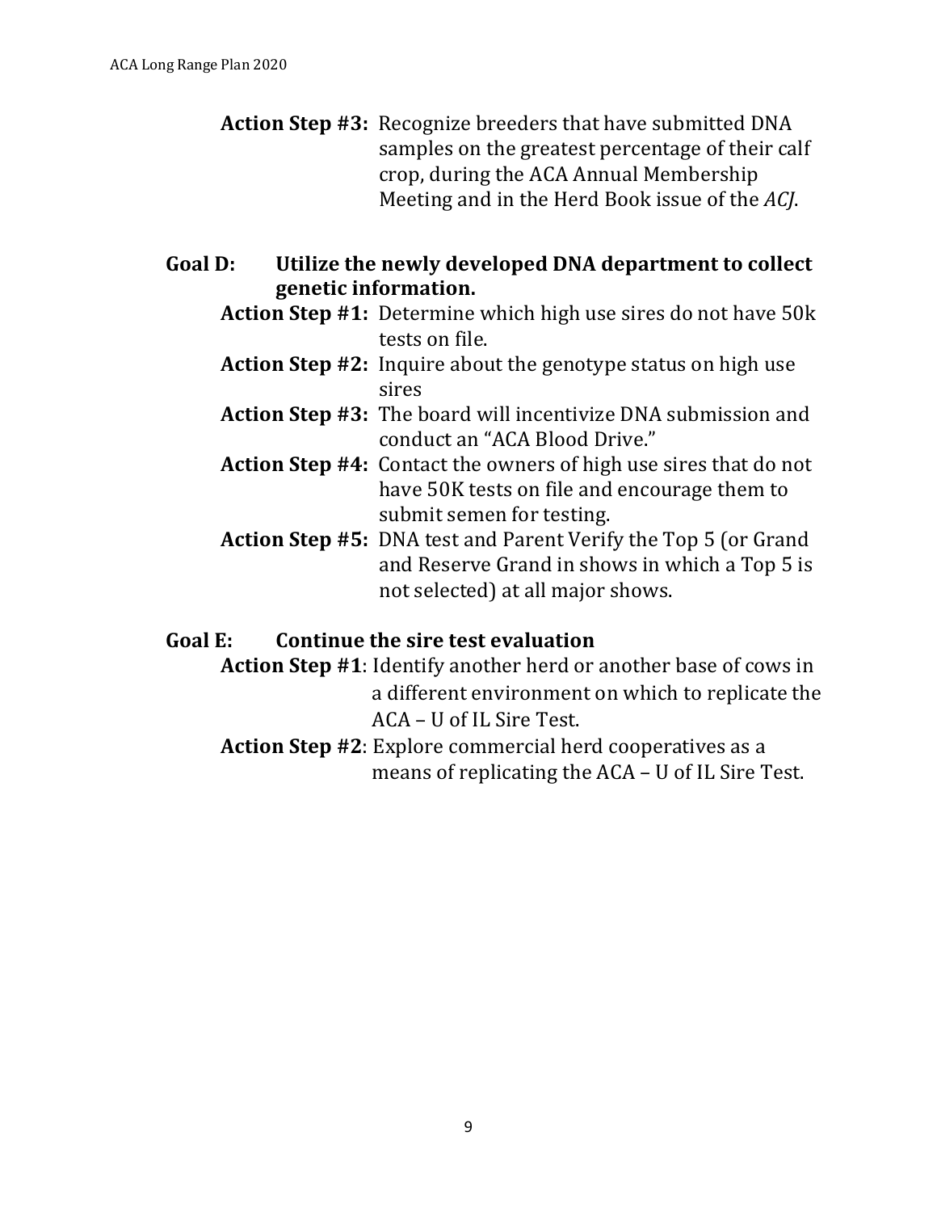**Action Step #3:** Recognize breeders that have submitted DNA samples on the greatest percentage of their calf crop, during the ACA Annual Membership Meeting and in the Herd Book issue of the *ACJ*.

**Goal D: Utilize the newly developed DNA department to collect genetic information.**

**Action Step #1:** Determine which high use sires do not have 50k tests on file.

**Action Step #2:** Inquire about the genotype status on high use sires

**Action Step #3:** The board will incentivize DNA submission and conduct an "ACA Blood Drive."

**Action Step #4:** Contact the owners of high use sires that do not have 50K tests on file and encourage them to submit semen for testing.

**Action Step #5:** DNA test and Parent Verify the Top 5 (or Grand and Reserve Grand in shows in which a Top 5 is not selected) at all major shows.

**Goal E: Continue the sire test evaluation**

**Action Step #1**: Identify another herd or another base of cows in a different environment on which to replicate the ACA – U of IL Sire Test.

**Action Step #2**: Explore commercial herd cooperatives as a means of replicating the ACA – U of IL Sire Test.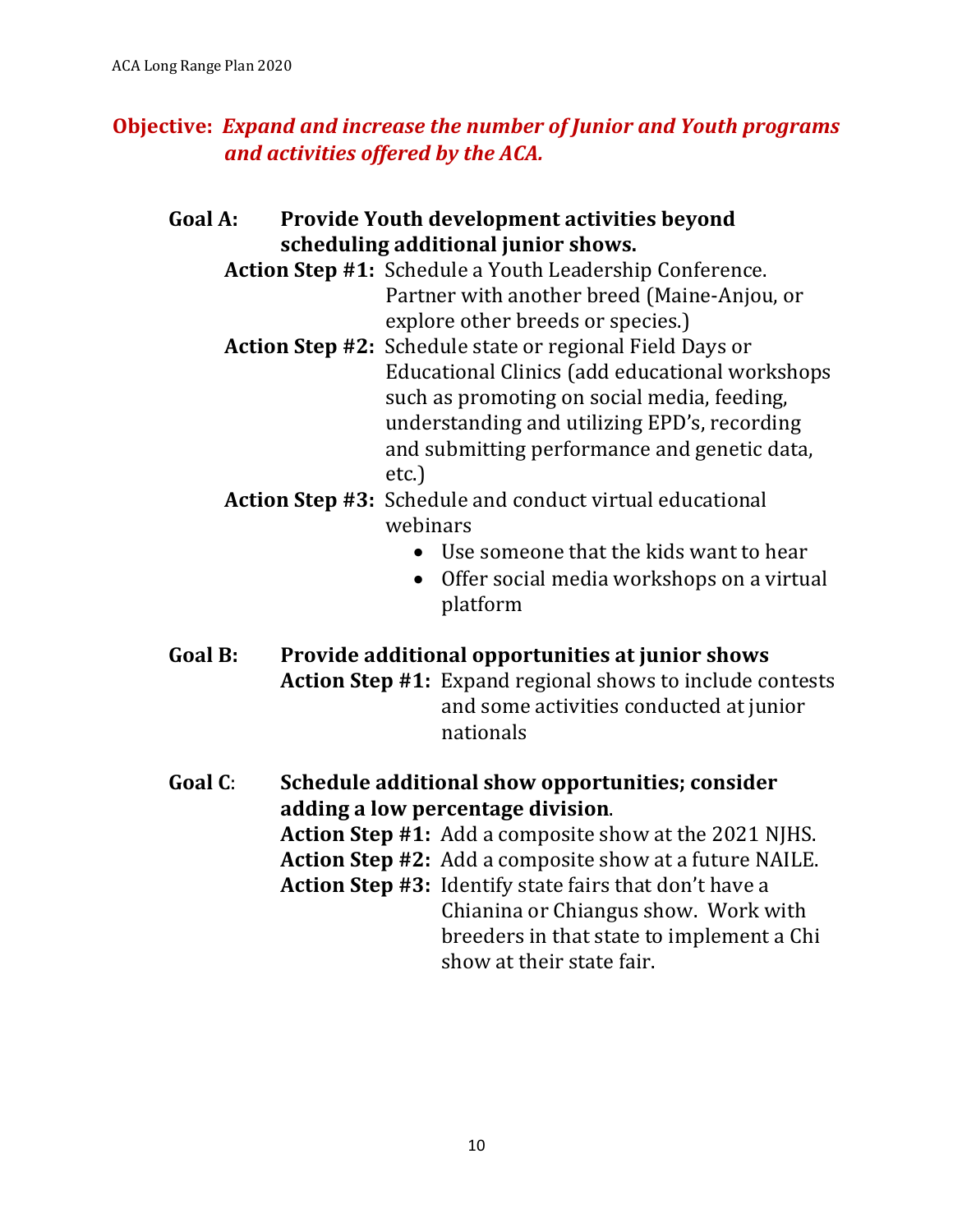## Objective: *Expand and increase the number of Junior and Youth programs and activities offered by the ACA.*

**Goal A: Provide Youth development activities beyond scheduling additional junior shows.**

**Action Step #1:** Schedule a Youth Leadership Conference. Partner with another breed (Maine-Anjou, or explore other breeds or species.)

**Action Step #2:** Schedule state or regional Field Days or Educational Clinics (add educational workshops such as promoting on social media, feeding, understanding and utilizing EPD's, recording and submitting performance and genetic data, etc.)

**Action Step #3:** Schedule and conduct virtual educational webinars

- Use someone that the kids want to hear
- Offer social media workshops on a virtual platform

**Goal B: Provide additional opportunities at junior shows**

**Action Step #1:** Expand regional shows to include contests and some activities conducted at junior nationals

**Goal C: Schedule additional show opportunities; consider adding a low percentage division.**

**Action Step #1:** Add a composite show at the 2021 NJHS.

**Action Step #2:** Add a composite show at a future NAILE.

**Action Step #3:** Identify state fairs that don't have a Chianina or Chiangus show. Work with breeders in that state to implement a Chi show at their state fair.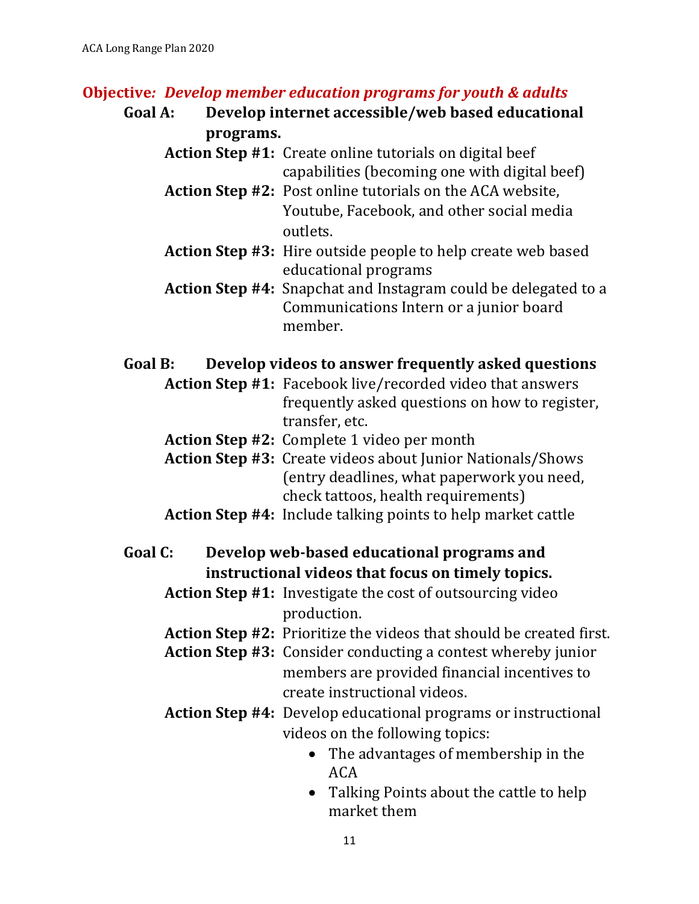## *Objective: Develop member education programs for youth & adults*

### Goal A: Develop internet accessible/web based educational programs.

- **Action Step #1:** Create online tutorials on digital beef capabilities (becoming one with digital beef)
- **Action Step #2:** Post online tutorials on the ACA website, Youtube, Facebook, and other social media outlets.
- **Action Step #3:** Hire outside people to help create web based educational programs
- **Action Step #4:** Snapchat and Instagram could be delegated to a Communications Intern or a junior board member.

### Goal B: Develop videos to answer frequently asked questions

- **Action Step #1:** Facebook live/recorded video that answers frequently asked questions on how to register, transfer, etc.
- **Action Step #2:** Complete 1 video per month
- **Action Step #3:** Create videos about Junior Nationals/Shows (entry deadlines, what paperwork you need, check tattoos, health requirements)
- **Action Step #4:** Include talking points to help market cattle

### Goal C: Develop web-based educational programs and instructional videos that focus on timely topics.

- **Action Step #1:** Investigate the cost of outsourcing video production.
- **Action Step #2:** Prioritize the videos that should be created first.
- **Action Step #3:** Consider conducting a contest whereby junior members are provided financial incentives to create instructional videos.
- **Action Step #4:** Develop educational programs or instructional videos on the following topics:
  - The advantages of membership in the ACA
  - Talking Points about the cattle to help market them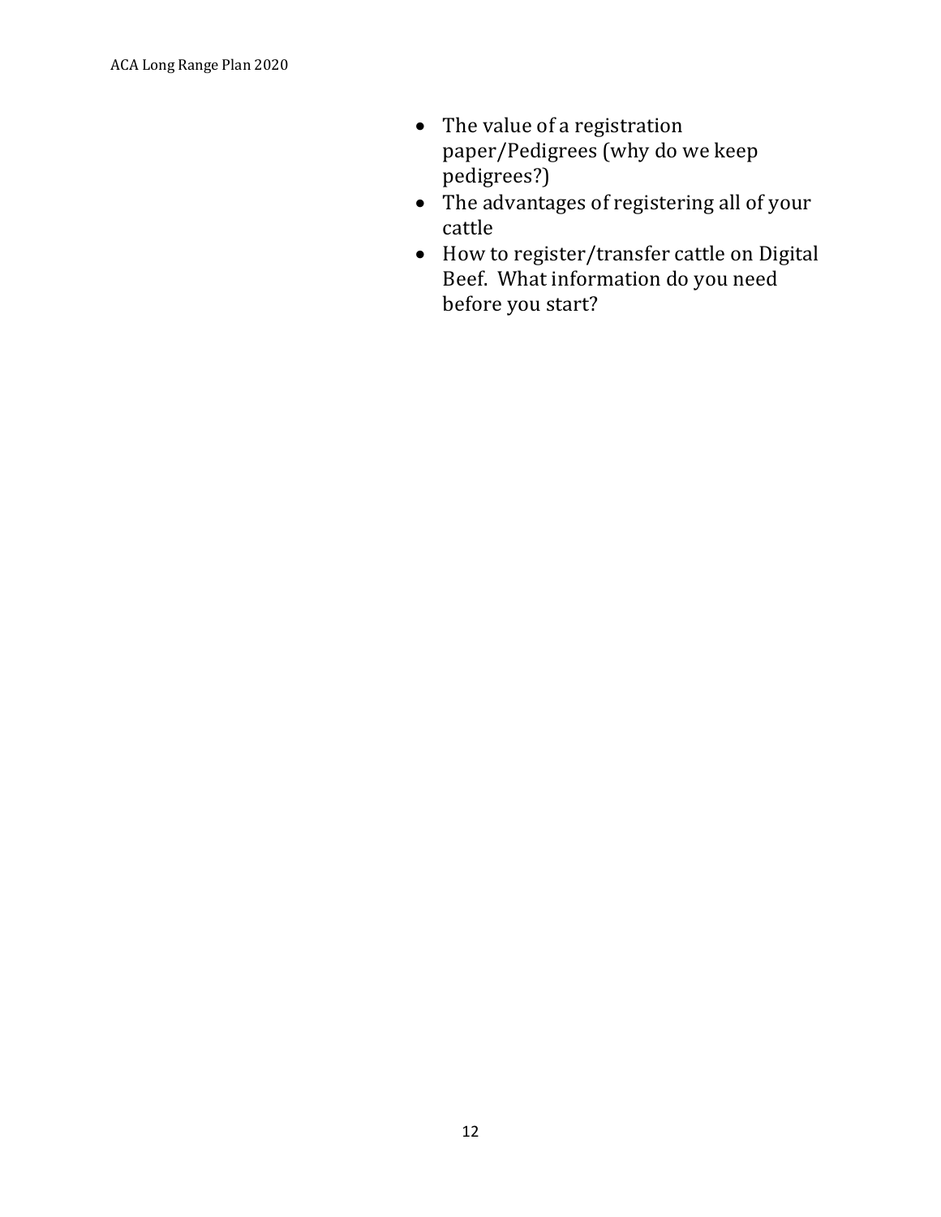- The value of a registration paper/Pedigrees (why do we keep pedigrees?)
- The advantages of registering all of your cattle
- How to register/transfer cattle on Digital Beef. What information do you need before you start?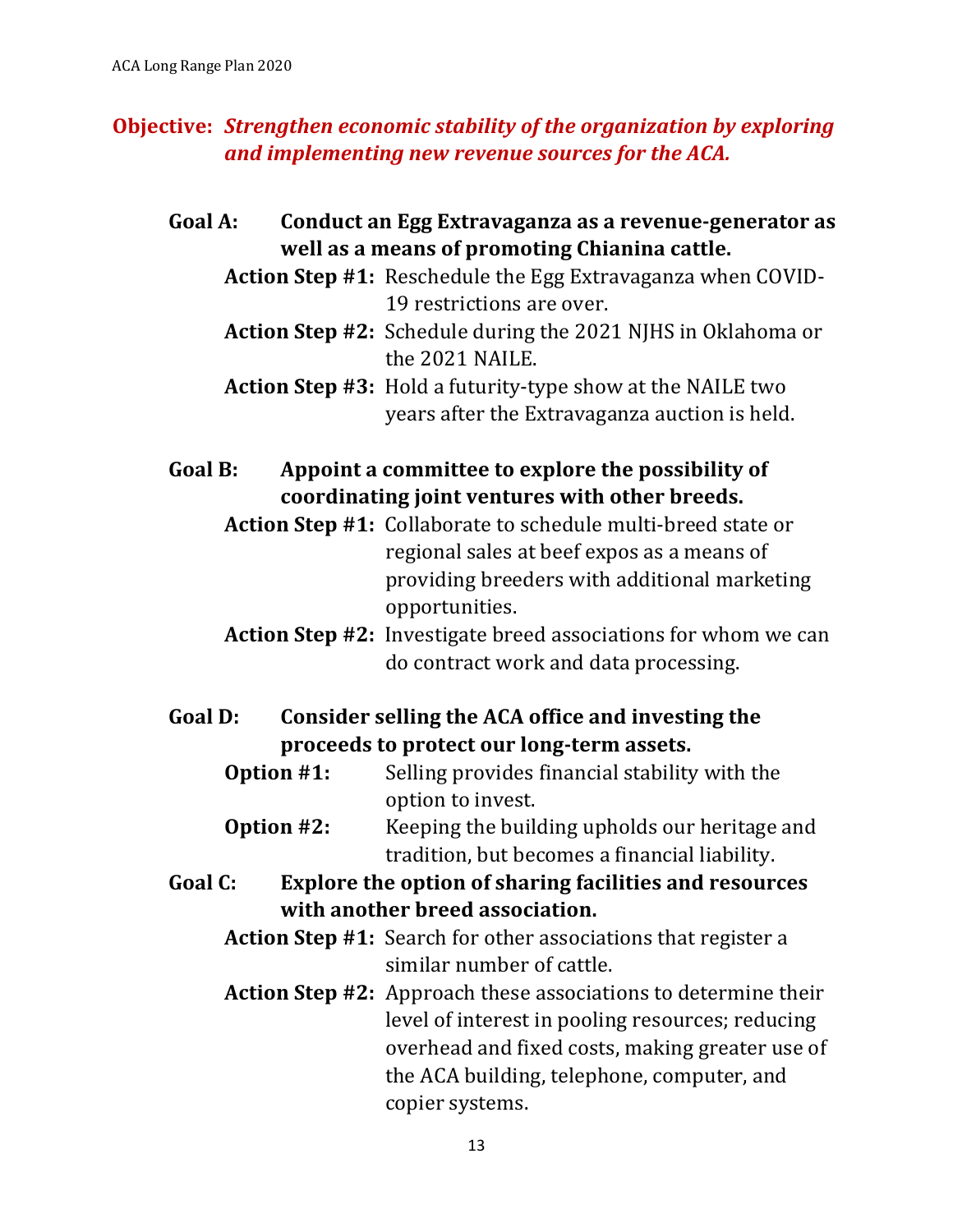**Objective:** ***Strengthen economic stability of the organization by exploring and implementing new revenue sources for the ACA.***

**Goal A: Conduct an Egg Extravaganza as a revenue-generator as well as a means of promoting Chianina cattle.**

- **Action Step #1:** Reschedule the Egg Extravaganza when COVID-19 restrictions are over.
- **Action Step #2:** Schedule during the 2021 NJHS in Oklahoma or the 2021 NAILE.
- **Action Step #3:** Hold a futurity-type show at the NAILE two years after the Extravaganza auction is held.

**Goal B: Appoint a committee to explore the possibility of coordinating joint ventures with other breeds.**

- **Action Step #1:** Collaborate to schedule multi-breed state or regional sales at beef expos as a means of providing breeders with additional marketing opportunities.
- **Action Step #2:** Investigate breed associations for whom we can do contract work and data processing.

**Goal D: Consider selling the ACA office and investing the proceeds to protect our long-term assets.**

- **Option #1:** Selling provides financial stability with the option to invest.
- **Option #2:** Keeping the building upholds our heritage and tradition, but becomes a financial liability.

**Goal C: Explore the option of sharing facilities and resources with another breed association.**

- **Action Step #1:** Search for other associations that register a similar number of cattle.
- **Action Step #2:** Approach these associations to determine their level of interest in pooling resources; reducing overhead and fixed costs, making greater use of the ACA building, telephone, computer, and copier systems.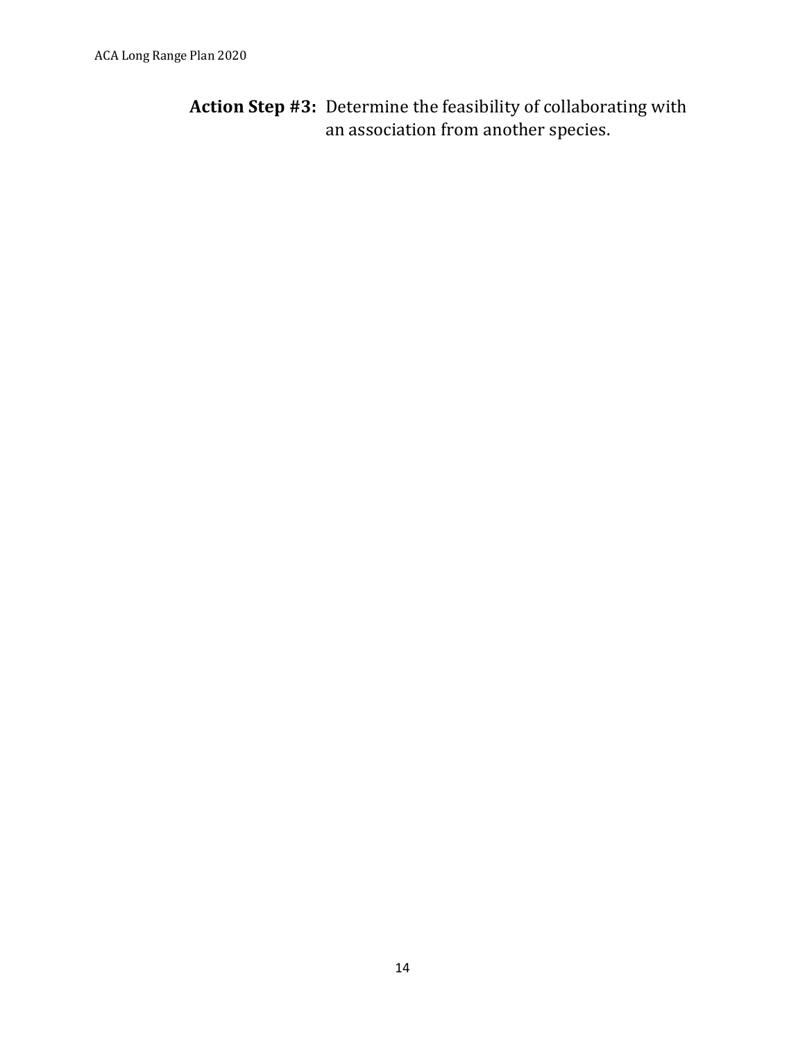**Action Step #3:** Determine the feasibility of collaborating with an association from another species.